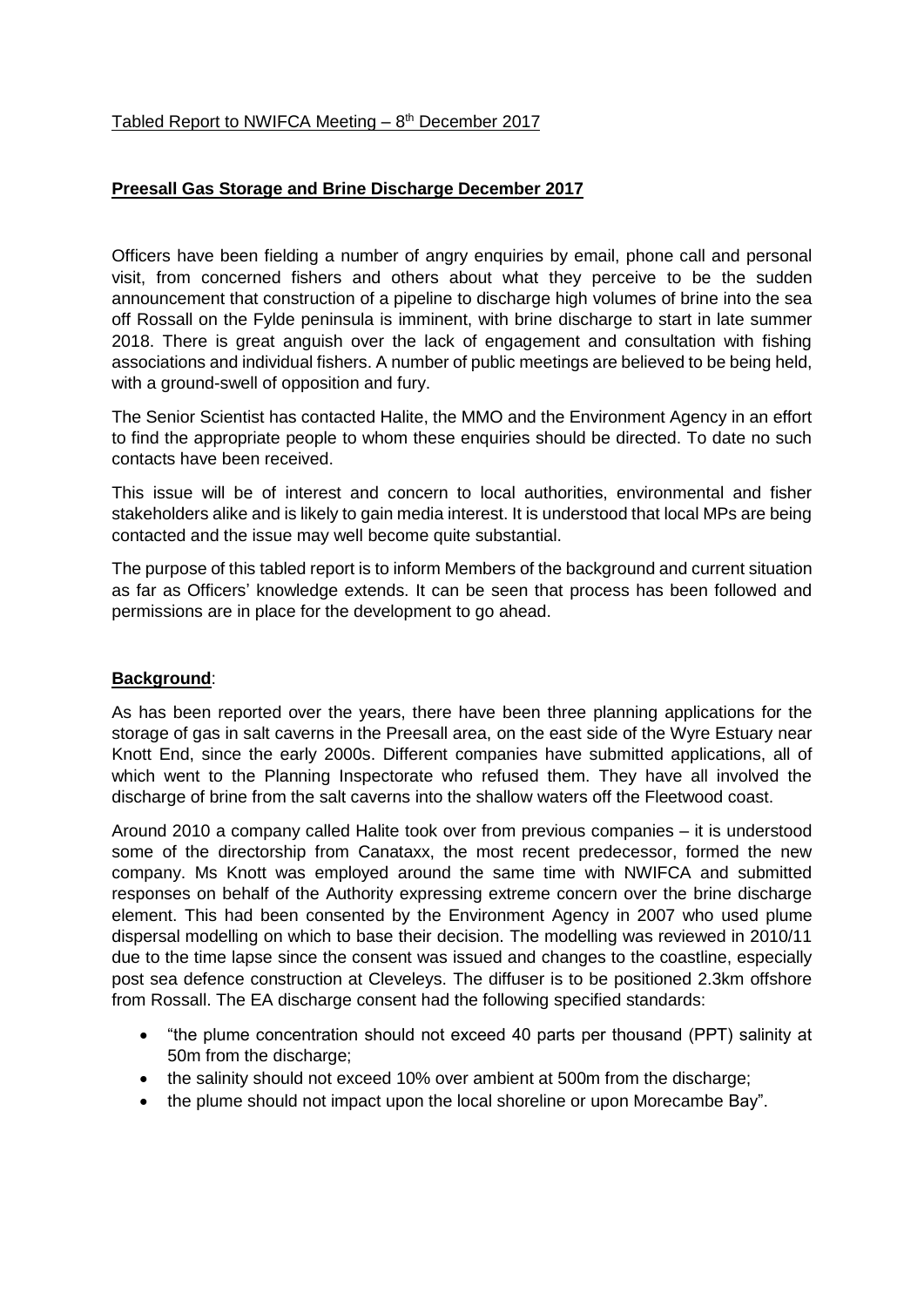Tabled Report to NWIFCA Meeting – 8th December 2017

**Preesall Gas Storage and Brine Discharge December 2017**

Officers have been fielding a number of angry enquiries by email, phone call and personal visit, from concerned fishers and others about what they perceive to be the sudden announcement that construction of a pipeline to discharge high volumes of brine into the sea off Rossall on the Fylde peninsula is imminent, with brine discharge to start in late summer 2018. There is great anguish over the lack of engagement and consultation with fishing associations and individual fishers. A number of public meetings are believed to be being held, with a ground-swell of opposition and fury.

The Senior Scientist has contacted Halite, the MMO and the Environment Agency in an effort to find the appropriate people to whom these enquiries should be directed. To date no such contacts have been received.

This issue will be of interest and concern to local authorities, environmental and fisher stakeholders alike and is likely to gain media interest. It is understood that local MPs are being contacted and the issue may well become quite substantial.

The purpose of this tabled report is to inform Members of the background and current situation as far as Officers' knowledge extends. It can be seen that process has been followed and permissions are in place for the development to go ahead.

**Background**:

As has been reported over the years, there have been three planning applications for the storage of gas in salt caverns in the Preesall area, on the east side of the Wyre Estuary near Knott End, since the early 2000s. Different companies have submitted applications, all of which went to the Planning Inspectorate who refused them. They have all involved the discharge of brine from the salt caverns into the shallow waters off the Fleetwood coast.

Around 2010 a company called Halite took over from previous companies – it is understood some of the directorship from Canataxx, the most recent predecessor, formed the new company. Ms Knott was employed around the same time with NWIFCA and submitted responses on behalf of the Authority expressing extreme concern over the brine discharge element. This had been consented by the Environment Agency in 2007 who used plume dispersal modelling on which to base their decision. The modelling was reviewed in 2010/11 due to the time lapse since the consent was issued and changes to the coastline, especially post sea defence construction at Cleveleys. The diffuser is to be positioned 2.3km offshore from Rossall. The EA discharge consent had the following specified standards:

- "the plume concentration should not exceed 40 parts per thousand (PPT) salinity at 50m from the discharge;
- the salinity should not exceed 10% over ambient at 500m from the discharge;
- the plume should not impact upon the local shoreline or upon Morecambe Bay".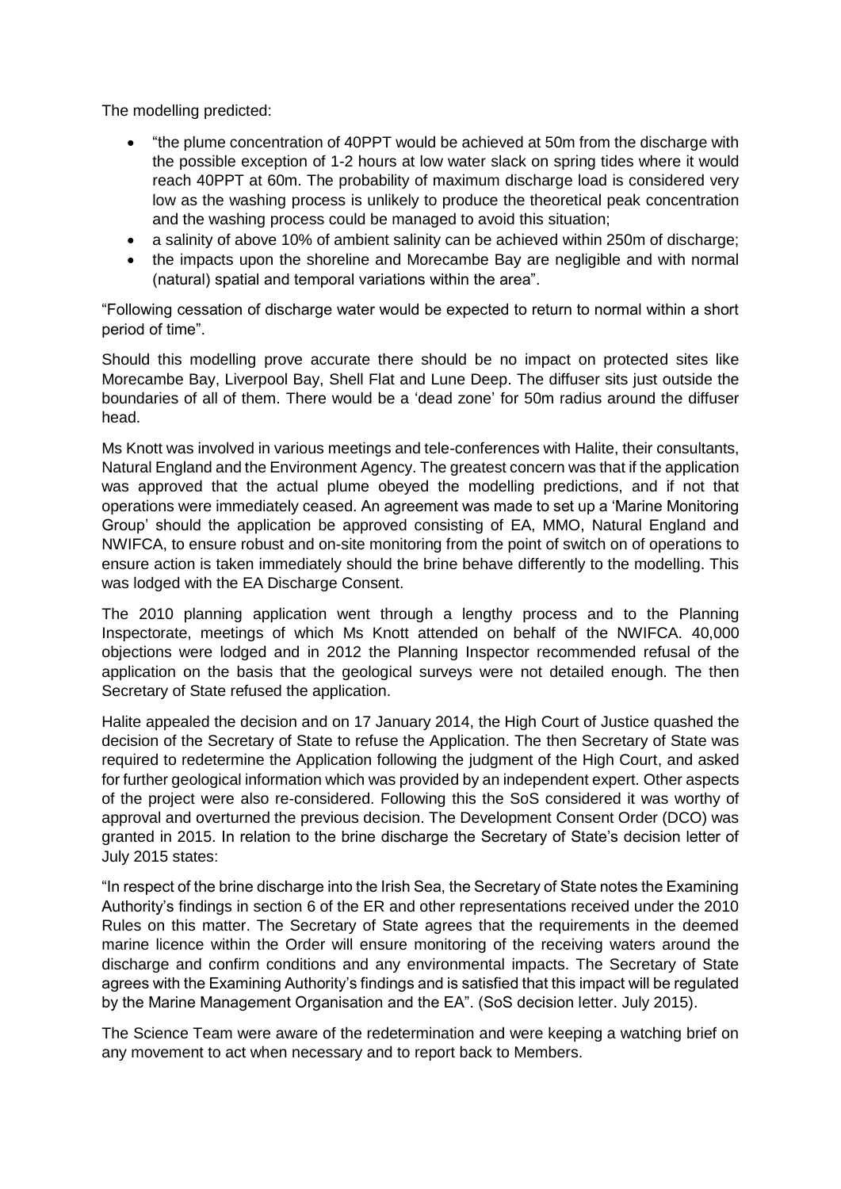The modelling predicted:

- "the plume concentration of 40PPT would be achieved at 50m from the discharge with the possible exception of 1-2 hours at low water slack on spring tides where it would reach 40PPT at 60m. The probability of maximum discharge load is considered very low as the washing process is unlikely to produce the theoretical peak concentration and the washing process could be managed to avoid this situation;
- a salinity of above 10% of ambient salinity can be achieved within 250m of discharge;
- the impacts upon the shoreline and Morecambe Bay are negligible and with normal (natural) spatial and temporal variations within the area".

"Following cessation of discharge water would be expected to return to normal within a short period of time".

Should this modelling prove accurate there should be no impact on protected sites like Morecambe Bay, Liverpool Bay, Shell Flat and Lune Deep. The diffuser sits just outside the boundaries of all of them. There would be a 'dead zone' for 50m radius around the diffuser head.

Ms Knott was involved in various meetings and tele-conferences with Halite, their consultants, Natural England and the Environment Agency. The greatest concern was that if the application was approved that the actual plume obeyed the modelling predictions, and if not that operations were immediately ceased. An agreement was made to set up a 'Marine Monitoring Group' should the application be approved consisting of EA, MMO, Natural England and NWIFCA, to ensure robust and on-site monitoring from the point of switch on of operations to ensure action is taken immediately should the brine behave differently to the modelling. This was lodged with the EA Discharge Consent.

The 2010 planning application went through a lengthy process and to the Planning Inspectorate, meetings of which Ms Knott attended on behalf of the NWIFCA. 40,000 objections were lodged and in 2012 the Planning Inspector recommended refusal of the application on the basis that the geological surveys were not detailed enough. The then Secretary of State refused the application.

Halite appealed the decision and on 17 January 2014, the High Court of Justice quashed the decision of the Secretary of State to refuse the Application. The then Secretary of State was required to redetermine the Application following the judgment of the High Court, and asked for further geological information which was provided by an independent expert. Other aspects of the project were also re-considered. Following this the SoS considered it was worthy of approval and overturned the previous decision. The Development Consent Order (DCO) was granted in 2015. In relation to the brine discharge the Secretary of State's decision letter of July 2015 states:

"In respect of the brine discharge into the Irish Sea, the Secretary of State notes the Examining Authority's findings in section 6 of the ER and other representations received under the 2010 Rules on this matter. The Secretary of State agrees that the requirements in the deemed marine licence within the Order will ensure monitoring of the receiving waters around the discharge and confirm conditions and any environmental impacts. The Secretary of State agrees with the Examining Authority's findings and is satisfied that this impact will be regulated by the Marine Management Organisation and the EA". (SoS decision letter. July 2015).

The Science Team were aware of the redetermination and were keeping a watching brief on any movement to act when necessary and to report back to Members.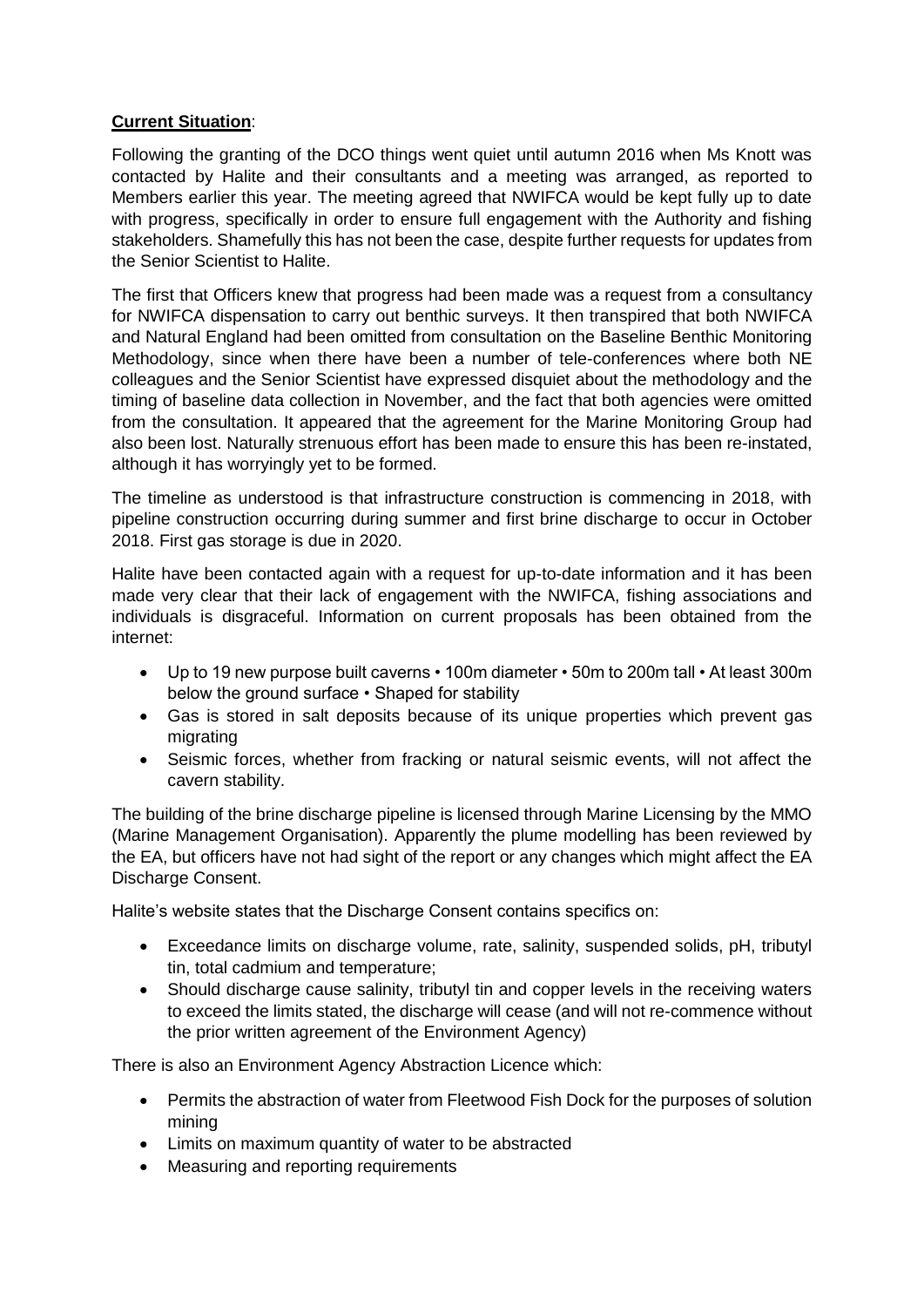**Current Situation**:

Following the granting of the DCO things went quiet until autumn 2016 when Ms Knott was contacted by Halite and their consultants and a meeting was arranged, as reported to Members earlier this year. The meeting agreed that NWIFCA would be kept fully up to date with progress, specifically in order to ensure full engagement with the Authority and fishing stakeholders. Shamefully this has not been the case, despite further requests for updates from the Senior Scientist to Halite.

The first that Officers knew that progress had been made was a request from a consultancy for NWIFCA dispensation to carry out benthic surveys. It then transpired that both NWIFCA and Natural England had been omitted from consultation on the Baseline Benthic Monitoring Methodology, since when there have been a number of tele-conferences where both NE colleagues and the Senior Scientist have expressed disquiet about the methodology and the timing of baseline data collection in November, and the fact that both agencies were omitted from the consultation. It appeared that the agreement for the Marine Monitoring Group had also been lost. Naturally strenuous effort has been made to ensure this has been re-instated, although it has worryingly yet to be formed.

The timeline as understood is that infrastructure construction is commencing in 2018, with pipeline construction occurring during summer and first brine discharge to occur in October 2018. First gas storage is due in 2020.

Halite have been contacted again with a request for up-to-date information and it has been made very clear that their lack of engagement with the NWIFCA, fishing associations and individuals is disgraceful. Information on current proposals has been obtained from the internet:

- Up to 19 new purpose built caverns • 100m diameter • 50m to 200m tall • At least 300m below the ground surface • Shaped for stability
- Gas is stored in salt deposits because of its unique properties which prevent gas migrating
- Seismic forces, whether from fracking or natural seismic events, will not affect the cavern stability.

The building of the brine discharge pipeline is licensed through Marine Licensing by the MMO (Marine Management Organisation). Apparently the plume modelling has been reviewed by the EA, but officers have not had sight of the report or any changes which might affect the EA Discharge Consent.

Halite's website states that the Discharge Consent contains specifics on:

- Exceedance limits on discharge volume, rate, salinity, suspended solids, pH, tributyl tin, total cadmium and temperature;
- Should discharge cause salinity, tributyl tin and copper levels in the receiving waters to exceed the limits stated, the discharge will cease (and will not re-commence without the prior written agreement of the Environment Agency)

There is also an Environment Agency Abstraction Licence which:

- Permits the abstraction of water from Fleetwood Fish Dock for the purposes of solution mining
- Limits on maximum quantity of water to be abstracted
- Measuring and reporting requirements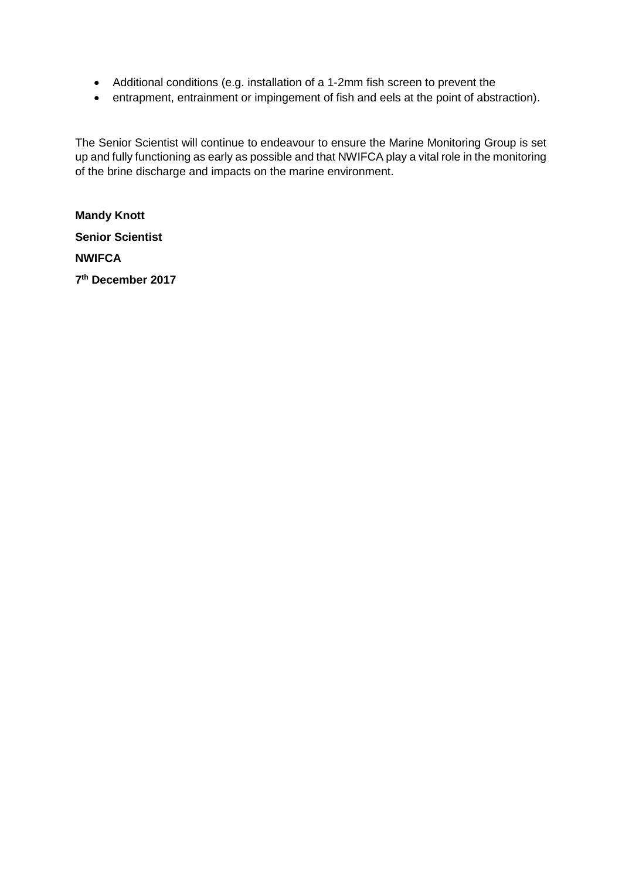- Additional conditions (e.g. installation of a 1-2mm fish screen to prevent the
- entrapment, entrainment or impingement of fish and eels at the point of abstraction).

The Senior Scientist will continue to endeavour to ensure the Marine Monitoring Group is set up and fully functioning as early as possible and that NWIFCA play a vital role in the monitoring of the brine discharge and impacts on the marine environment.

**Mandy Knott**

**Senior Scientist**

**NWIFCA**

**7th December 2017**